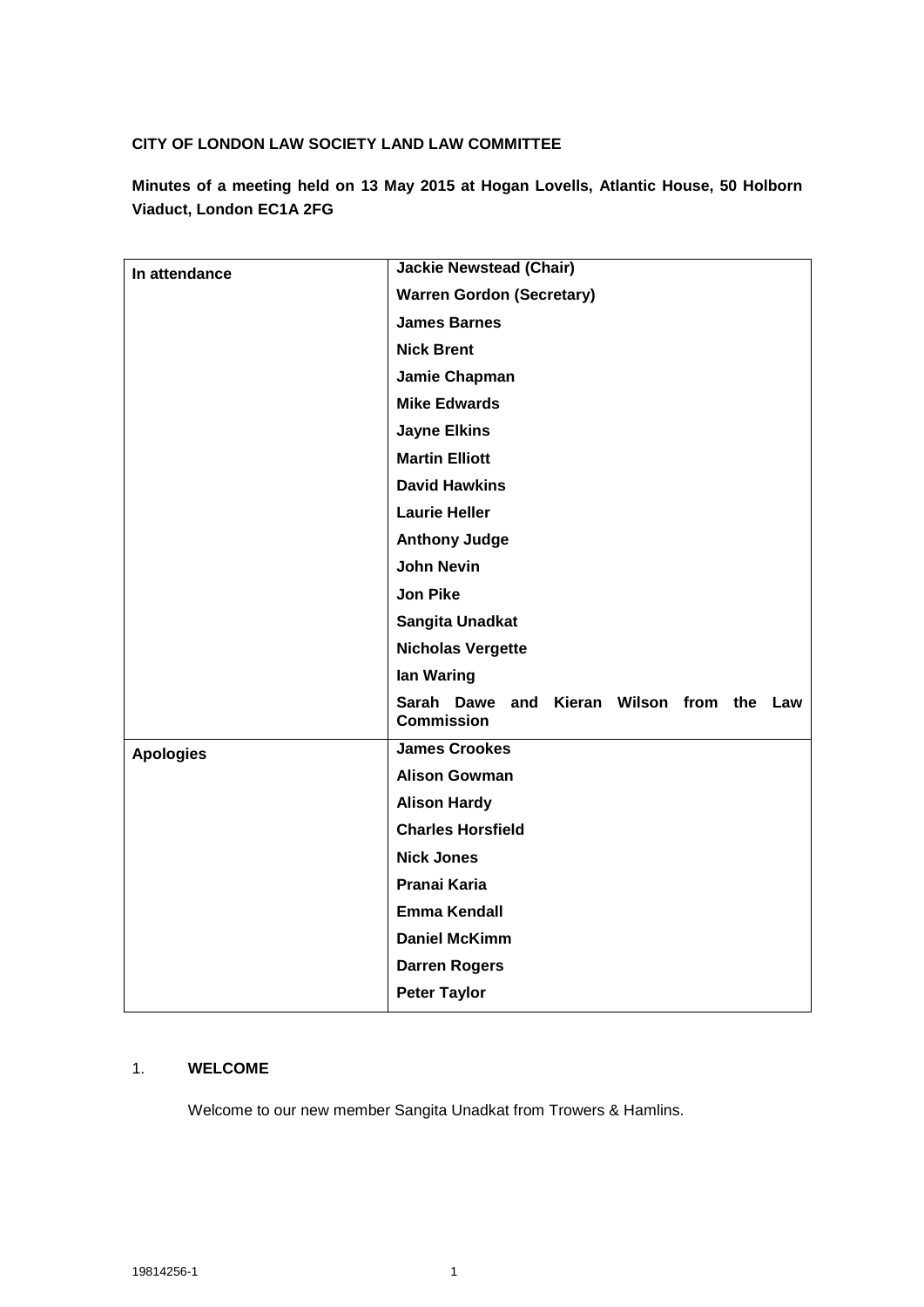**CITY OF LONDON LAW SOCIETY LAND LAW COMMITTEE**

**Minutes of a meeting held on 13 May 2015 at Hogan Lovells, Atlantic House, 50 Holborn Viaduct, London EC1A 2FG**

| | |
|---|---|
| **In attendance** | **Jackie Newstead (Chair)** |
| | **Warren Gordon (Secretary)** |
| | **James Barnes** |
| | **Nick Brent** |
| | **Jamie Chapman** |
| | **Mike Edwards** |
| | **Jayne Elkins** |
| | **Martin Elliott** |
| | **David Hawkins** |
| | **Laurie Heller** |
| | **Anthony Judge** |
| | **John Nevin** |
| | **Jon Pike** |
| | **Sangita Unadkat** |
| | **Nicholas Vergette** |
| | **Ian Waring** |
| | **Sarah Dawe and Kieran Wilson from the Law Commission** |
| **Apologies** | **James Crookes** |
| | **Alison Gowman** |
| | **Alison Hardy** |
| | **Charles Horsfield** |
| | **Nick Jones** |
| | **Pranai Karia** |
| | **Emma Kendall** |
| | **Daniel McKimm** |
| | **Darren Rogers** |
| | **Peter Taylor** |

1. **WELCOME**

   Welcome to our new member Sangita Unadkat from Trowers & Hamlins.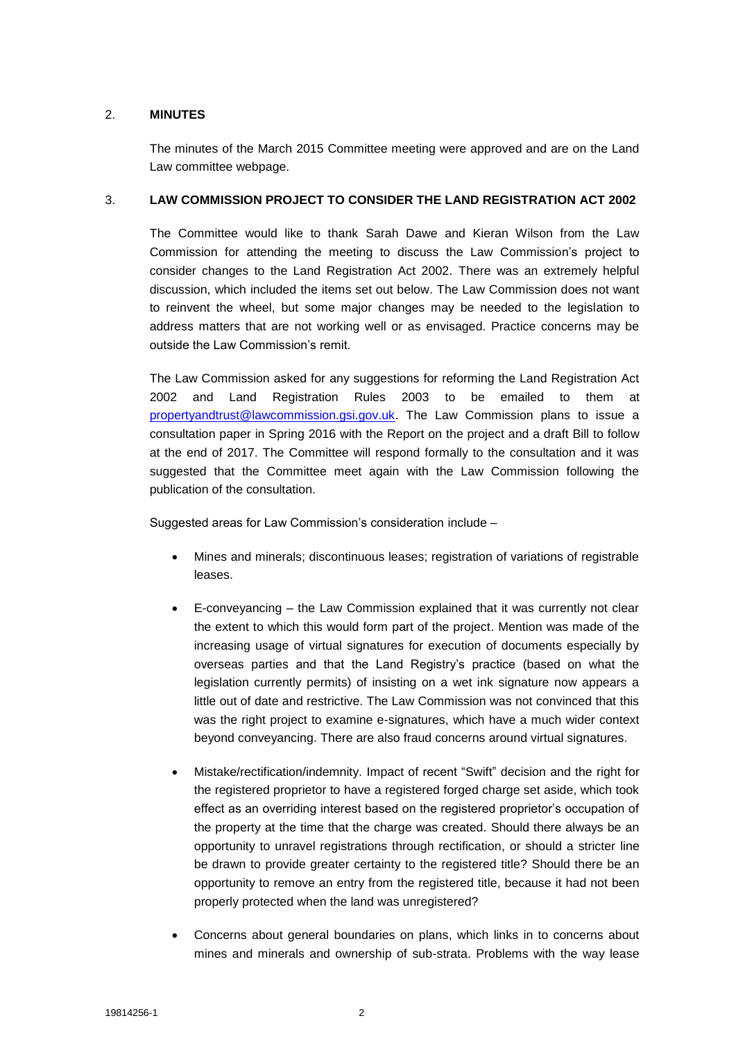## 2. MINUTES

The minutes of the March 2015 Committee meeting were approved and are on the Land Law committee webpage.

## 3. LAW COMMISSION PROJECT TO CONSIDER THE LAND REGISTRATION ACT 2002

The Committee would like to thank Sarah Dawe and Kieran Wilson from the Law Commission for attending the meeting to discuss the Law Commission's project to consider changes to the Land Registration Act 2002. There was an extremely helpful discussion, which included the items set out below. The Law Commission does not want to reinvent the wheel, but some major changes may be needed to the legislation to address matters that are not working well or as envisaged. Practice concerns may be outside the Law Commission's remit.

The Law Commission asked for any suggestions for reforming the Land Registration Act 2002 and Land Registration Rules 2003 to be emailed to them at propertyandtrust@lawcommission.gsi.gov.uk. The Law Commission plans to issue a consultation paper in Spring 2016 with the Report on the project and a draft Bill to follow at the end of 2017. The Committee will respond formally to the consultation and it was suggested that the Committee meet again with the Law Commission following the publication of the consultation.

Suggested areas for Law Commission's consideration include –

- Mines and minerals; discontinuous leases; registration of variations of registrable leases.
- E-conveyancing – the Law Commission explained that it was currently not clear the extent to which this would form part of the project. Mention was made of the increasing usage of virtual signatures for execution of documents especially by overseas parties and that the Land Registry's practice (based on what the legislation currently permits) of insisting on a wet ink signature now appears a little out of date and restrictive. The Law Commission was not convinced that this was the right project to examine e-signatures, which have a much wider context beyond conveyancing. There are also fraud concerns around virtual signatures.
- Mistake/rectification/indemnity. Impact of recent "Swift" decision and the right for the registered proprietor to have a registered forged charge set aside, which took effect as an overriding interest based on the registered proprietor's occupation of the property at the time that the charge was created. Should there always be an opportunity to unravel registrations through rectification, or should a stricter line be drawn to provide greater certainty to the registered title? Should there be an opportunity to remove an entry from the registered title, because it had not been properly protected when the land was unregistered?
- Concerns about general boundaries on plans, which links in to concerns about mines and minerals and ownership of sub-strata. Problems with the way lease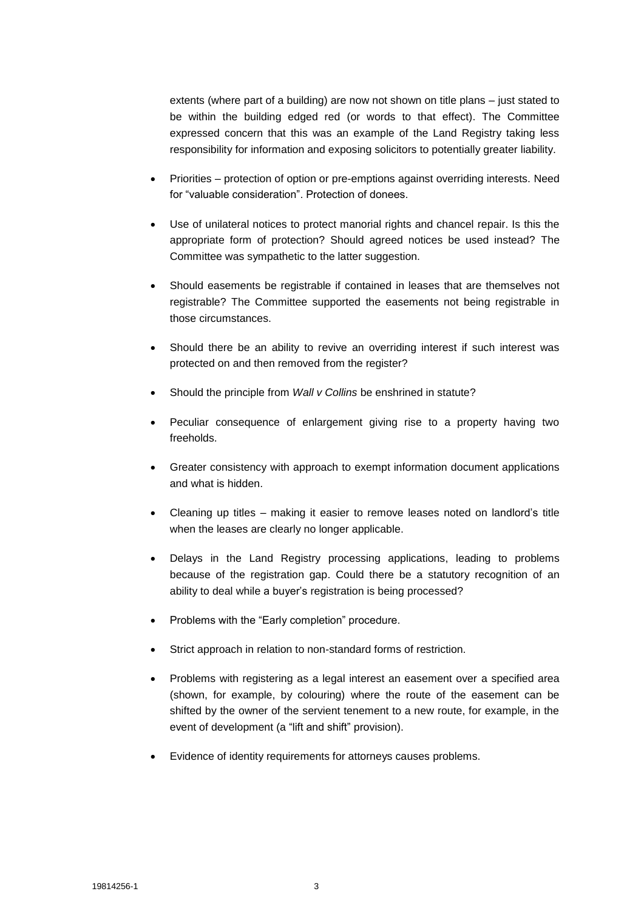extents (where part of a building) are now not shown on title plans – just stated to be within the building edged red (or words to that effect). The Committee expressed concern that this was an example of the Land Registry taking less responsibility for information and exposing solicitors to potentially greater liability.

- Priorities – protection of option or pre-emptions against overriding interests. Need for "valuable consideration". Protection of donees.
- Use of unilateral notices to protect manorial rights and chancel repair. Is this the appropriate form of protection? Should agreed notices be used instead? The Committee was sympathetic to the latter suggestion.
- Should easements be registrable if contained in leases that are themselves not registrable? The Committee supported the easements not being registrable in those circumstances.
- Should there be an ability to revive an overriding interest if such interest was protected on and then removed from the register?
- Should the principle from *Wall v Collins* be enshrined in statute?
- Peculiar consequence of enlargement giving rise to a property having two freeholds.
- Greater consistency with approach to exempt information document applications and what is hidden.
- Cleaning up titles – making it easier to remove leases noted on landlord's title when the leases are clearly no longer applicable.
- Delays in the Land Registry processing applications, leading to problems because of the registration gap. Could there be a statutory recognition of an ability to deal while a buyer's registration is being processed?
- Problems with the "Early completion" procedure.
- Strict approach in relation to non-standard forms of restriction.
- Problems with registering as a legal interest an easement over a specified area (shown, for example, by colouring) where the route of the easement can be shifted by the owner of the servient tenement to a new route, for example, in the event of development (a "lift and shift" provision).
- Evidence of identity requirements for attorneys causes problems.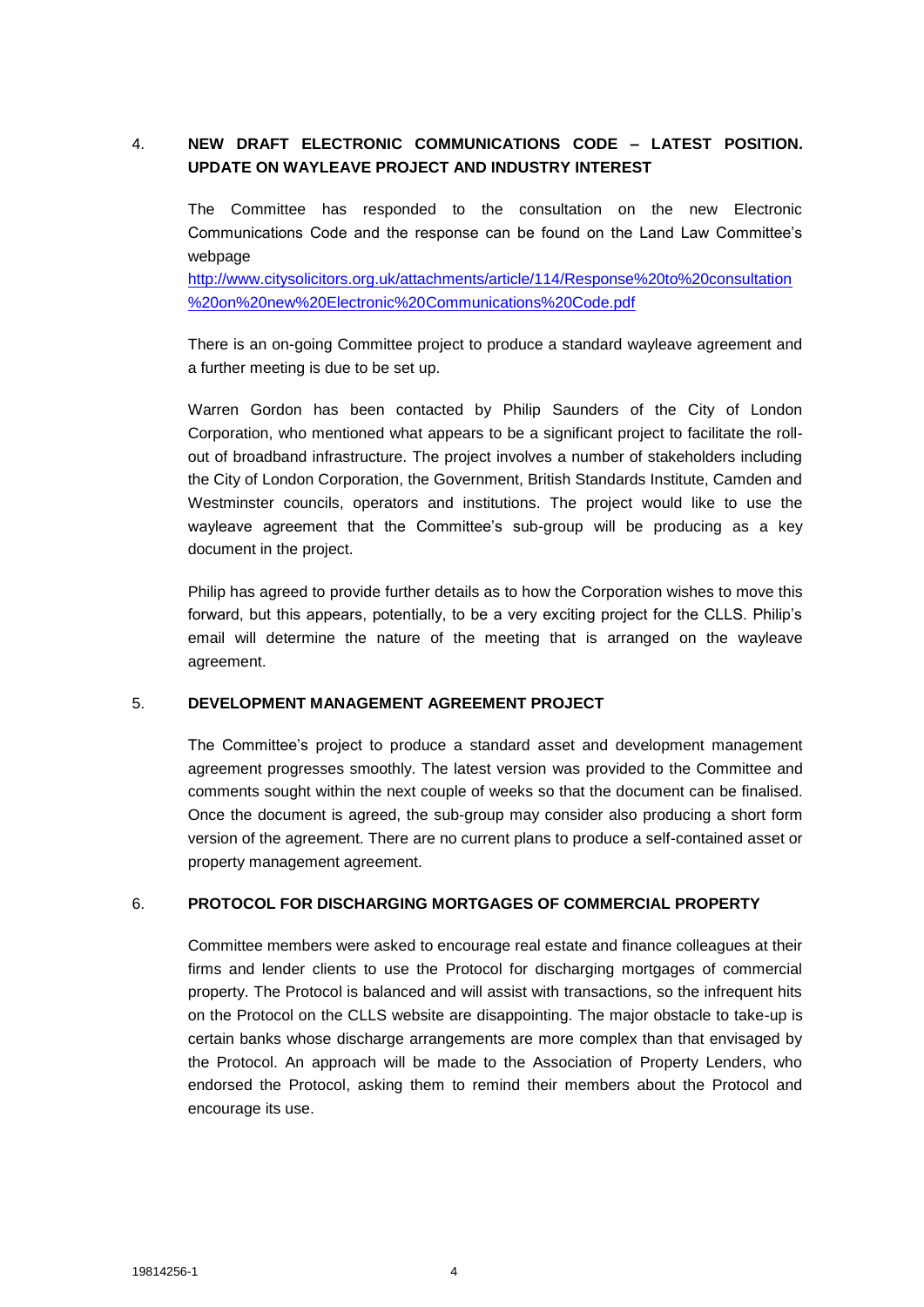## 4. NEW DRAFT ELECTRONIC COMMUNICATIONS CODE – LATEST POSITION. UPDATE ON WAYLEAVE PROJECT AND INDUSTRY INTEREST

The Committee has responded to the consultation on the new Electronic Communications Code and the response can be found on the Land Law Committee's webpage [http://www.citysolicitors.org.uk/attachments/article/114/Response%20to%20consultation%20on%20new%20Electronic%20Communications%20Code.pdf](http://www.citysolicitors.org.uk/attachments/article/114/Response%20to%20consultation%20on%20new%20Electronic%20Communications%20Code.pdf)

There is an on-going Committee project to produce a standard wayleave agreement and a further meeting is due to be set up.

Warren Gordon has been contacted by Philip Saunders of the City of London Corporation, who mentioned what appears to be a significant project to facilitate the roll-out of broadband infrastructure. The project involves a number of stakeholders including the City of London Corporation, the Government, British Standards Institute, Camden and Westminster councils, operators and institutions. The project would like to use the wayleave agreement that the Committee's sub-group will be producing as a key document in the project.

Philip has agreed to provide further details as to how the Corporation wishes to move this forward, but this appears, potentially, to be a very exciting project for the CLLS. Philip's email will determine the nature of the meeting that is arranged on the wayleave agreement.

## 5. DEVELOPMENT MANAGEMENT AGREEMENT PROJECT

The Committee's project to produce a standard asset and development management agreement progresses smoothly. The latest version was provided to the Committee and comments sought within the next couple of weeks so that the document can be finalised. Once the document is agreed, the sub-group may consider also producing a short form version of the agreement. There are no current plans to produce a self-contained asset or property management agreement.

## 6. PROTOCOL FOR DISCHARGING MORTGAGES OF COMMERCIAL PROPERTY

Committee members were asked to encourage real estate and finance colleagues at their firms and lender clients to use the Protocol for discharging mortgages of commercial property. The Protocol is balanced and will assist with transactions, so the infrequent hits on the Protocol on the CLLS website are disappointing. The major obstacle to take-up is certain banks whose discharge arrangements are more complex than that envisaged by the Protocol. An approach will be made to the Association of Property Lenders, who endorsed the Protocol, asking them to remind their members about the Protocol and encourage its use.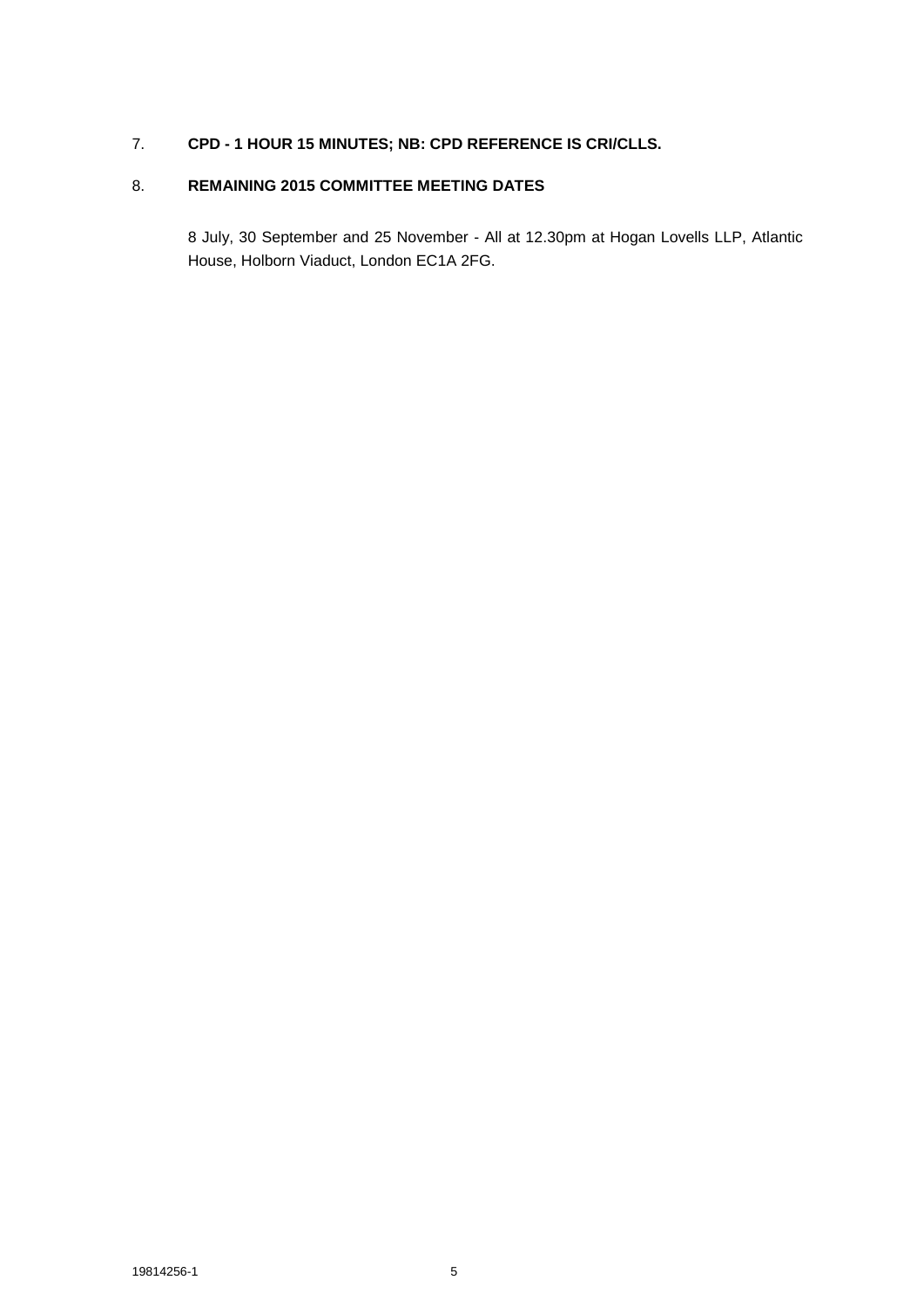7. **CPD - 1 HOUR 15 MINUTES; NB: CPD REFERENCE IS CRI/CLLS.**

8. **REMAINING 2015 COMMITTEE MEETING DATES**

   8 July, 30 September and 25 November - All at 12.30pm at Hogan Lovells LLP, Atlantic House, Holborn Viaduct, London EC1A 2FG.

19814256-1